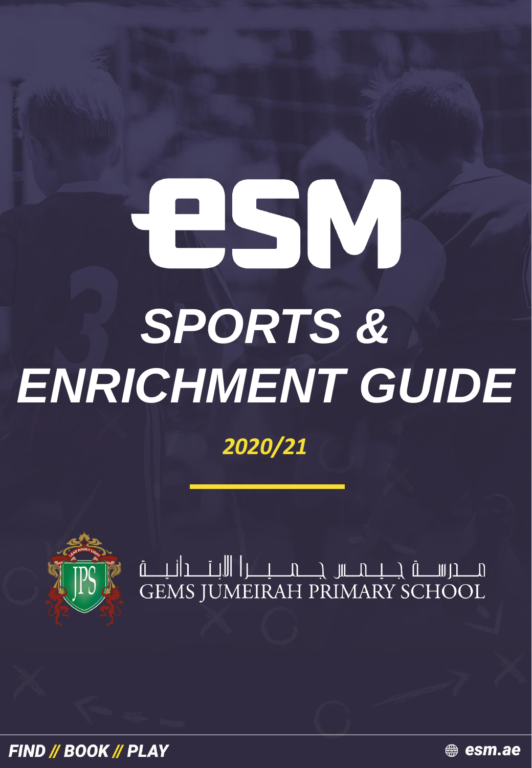# esm

# SPORTS & ENRICHMENT GUIDE

***2020/21***

مدرسة جيمس جميرا الابتدائية
GEMS JUMEIRAH PRIMARY SCHOOL

**FIND // BOOK // PLAY**

**esm.ae**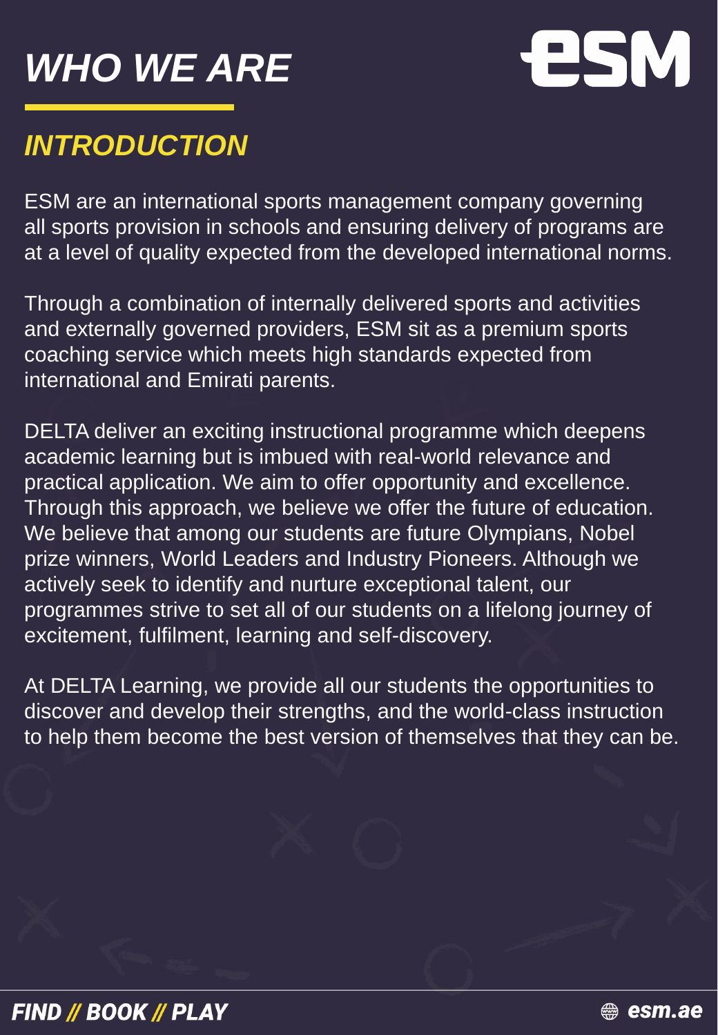# WHO WE ARE

## INTRODUCTION

ESM are an international sports management company governing all sports provision in schools and ensuring delivery of programs are at a level of quality expected from the developed international norms.

Through a combination of internally delivered sports and activities and externally governed providers, ESM sit as a premium sports coaching service which meets high standards expected from international and Emirati parents.

DELTA deliver an exciting instructional programme which deepens academic learning but is imbued with real-world relevance and practical application. We aim to offer opportunity and excellence. Through this approach, we believe we offer the future of education. We believe that among our students are future Olympians, Nobel prize winners, World Leaders and Industry Pioneers. Although we actively seek to identify and nurture exceptional talent, our programmes strive to set all of our students on a lifelong journey of excitement, fulfilment, learning and self-discovery.

At DELTA Learning, we provide all our students the opportunities to discover and develop their strengths, and the world-class instruction to help them become the best version of themselves that they can be.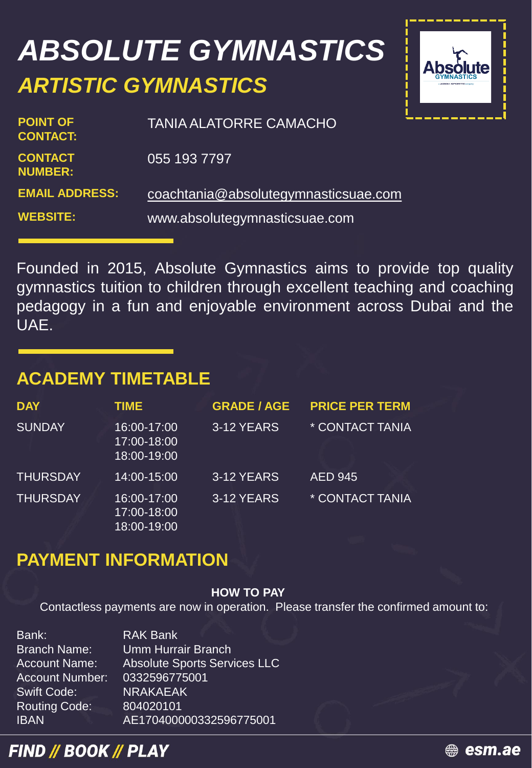# ABSOLUTE GYMNASTICS

## ARTISTIC GYMNASTICS

**POINT OF CONTACT:** TANIA ALATORRE CAMACHO

**CONTACT NUMBER:** 055 193 7797

**EMAIL ADDRESS:** coachtania@absolutegymnasticsuae.com

**WEBSITE:** www.absolutegymnasticsuae.com

Founded in 2015, Absolute Gymnastics aims to provide top quality gymnastics tuition to children through excellent teaching and coaching pedagogy in a fun and enjoyable environment across Dubai and the UAE.

## ACADEMY TIMETABLE

| DAY | TIME | GRADE / AGE | PRICE PER TERM |
|---|---|---|---|
| SUNDAY | 16:00-17:00<br>17:00-18:00<br>18:00-19:00 | 3-12 YEARS | * CONTACT TANIA |
| THURSDAY | 14:00-15:00 | 3-12 YEARS | AED 945 |
| THURSDAY | 16:00-17:00<br>17:00-18:00<br>18:00-19:00 | 3-12 YEARS | * CONTACT TANIA |

## PAYMENT INFORMATION

**HOW TO PAY**

Contactless payments are now in operation. Please transfer the confirmed amount to:

| | |
|---|---|
| Bank: | RAK Bank |
| Branch Name: | Umm Hurrair Branch |
| Account Name: | Absolute Sports Services LLC |
| Account Number: | 0332596775001 |
| Swift Code: | NRAKAEAK |
| Routing Code: | 804020101 |
| IBAN | AE170400000332596775001 |

**FIND // BOOK // PLAY** esm.ae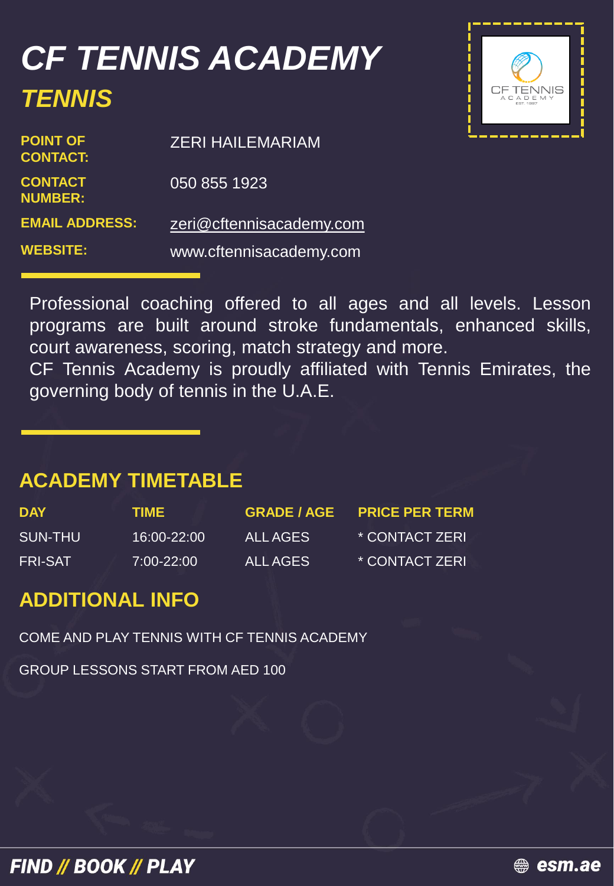# *CF TENNIS ACADEMY*

## *TENNIS*

| | |
|---|---|
| **POINT OF CONTACT:** | ZERI HAILEMARIAM |
| **CONTACT NUMBER:** | 050 855 1923 |
| **EMAIL ADDRESS:** | zeri@cftennisacademy.com |
| **WEBSITE:** | www.cftennisacademy.com |

Professional coaching offered to all ages and all levels. Lesson programs are built around stroke fundamentals, enhanced skills, court awareness, scoring, match strategy and more.
CF Tennis Academy is proudly affiliated with Tennis Emirates, the governing body of tennis in the U.A.E.

## ACADEMY TIMETABLE

| DAY | TIME | GRADE / AGE | PRICE PER TERM |
|---|---|---|---|
| SUN-THU | 16:00-22:00 | ALL AGES | * CONTACT ZERI |
| FRI-SAT | 7:00-22:00 | ALL AGES | * CONTACT ZERI |

## ADDITIONAL INFO

COME AND PLAY TENNIS WITH CF TENNIS ACADEMY

GROUP LESSONS START FROM AED 100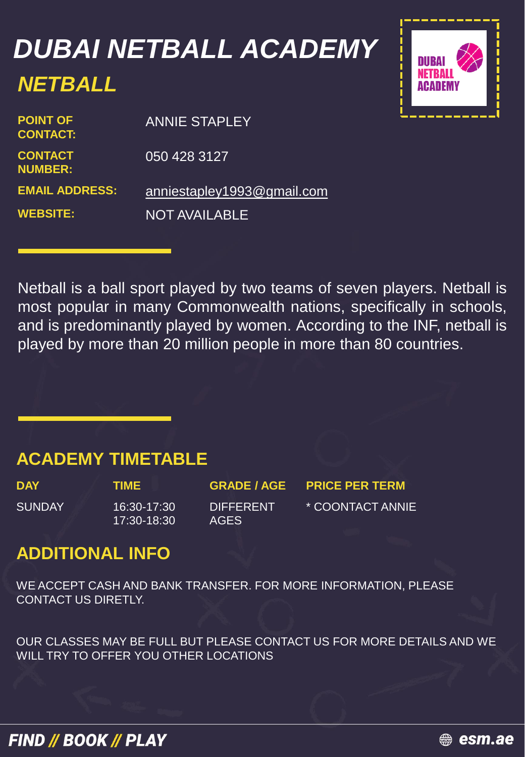# DUBAI NETBALL ACADEMY

## NETBALL

| | |
|---|---|
| **POINT OF CONTACT:** | ANNIE STAPLEY |
| **CONTACT NUMBER:** | 050 428 3127 |
| **EMAIL ADDRESS:** | anniestapley1993@gmail.com |
| **WEBSITE:** | NOT AVAILABLE |

Netball is a ball sport played by two teams of seven players. Netball is most popular in many Commonwealth nations, specifically in schools, and is predominantly played by women. According to the INF, netball is played by more than 20 million people in more than 80 countries.

## ACADEMY TIMETABLE

| DAY | TIME | GRADE / AGE | PRICE PER TERM |
|---|---|---|---|
| SUNDAY | 16:30-17:30<br>17:30-18:30 | DIFFERENT AGES | * COONTACT ANNIE |

## ADDITIONAL INFO

WE ACCEPT CASH AND BANK TRANSFER. FOR MORE INFORMATION, PLEASE CONTACT US DIRETLY.

OUR CLASSES MAY BE FULL BUT PLEASE CONTACT US FOR MORE DETAILS AND WE WILL TRY TO OFFER YOU OTHER LOCATIONS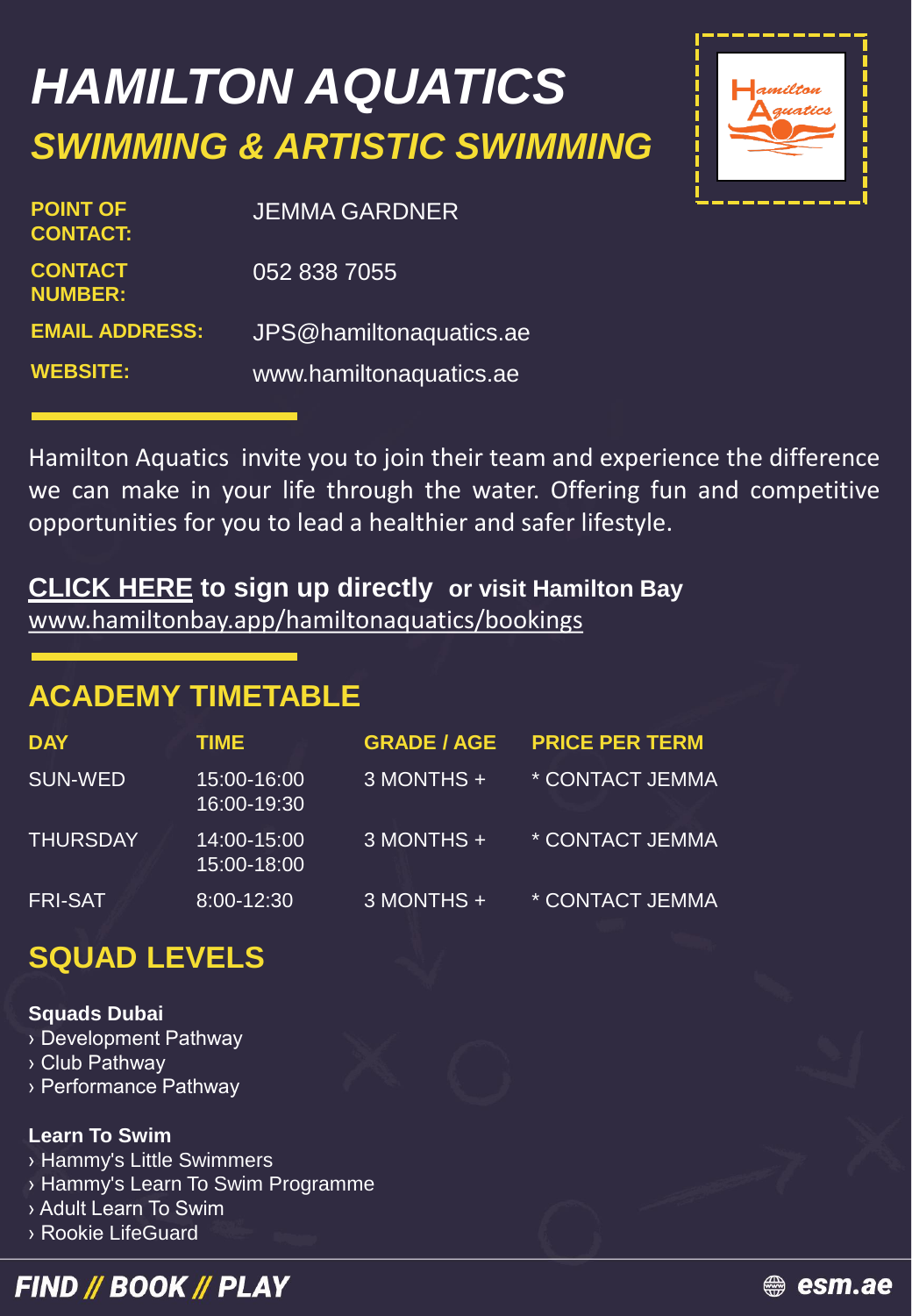# HAMILTON AQUATICS

## SWIMMING & ARTISTIC SWIMMING

| | |
|---|---|
| **POINT OF CONTACT:** | JEMMA GARDNER |
| **CONTACT NUMBER:** | 052 838 7055 |
| **EMAIL ADDRESS:** | JPS@hamiltonaquatics.ae |
| **WEBSITE:** | www.hamiltonaquatics.ae |

Hamilton Aquatics invite you to join their team and experience the difference we can make in your life through the water. Offering fun and competitive opportunities for you to lead a healthier and safer lifestyle.

**CLICK HERE to sign up directly or visit Hamilton Bay**
www.hamiltonbay.app/hamiltonaquatics/bookings

## ACADEMY TIMETABLE

| DAY | TIME | GRADE / AGE | PRICE PER TERM |
|---|---|---|---|
| SUN-WED | 15:00-16:00<br>16:00-19:30 | 3 MONTHS + | * CONTACT JEMMA |
| THURSDAY | 14:00-15:00<br>15:00-18:00 | 3 MONTHS + | * CONTACT JEMMA |
| FRI-SAT | 8:00-12:30 | 3 MONTHS + | * CONTACT JEMMA |

## SQUAD LEVELS

**Squads Dubai**
› Development Pathway
› Club Pathway
› Performance Pathway

**Learn To Swim**
› Hammy's Little Swimmers
› Hammy's Learn To Swim Programme
› Adult Learn To Swim
› Rookie LifeGuard

FIND // BOOK // PLAY
esm.ae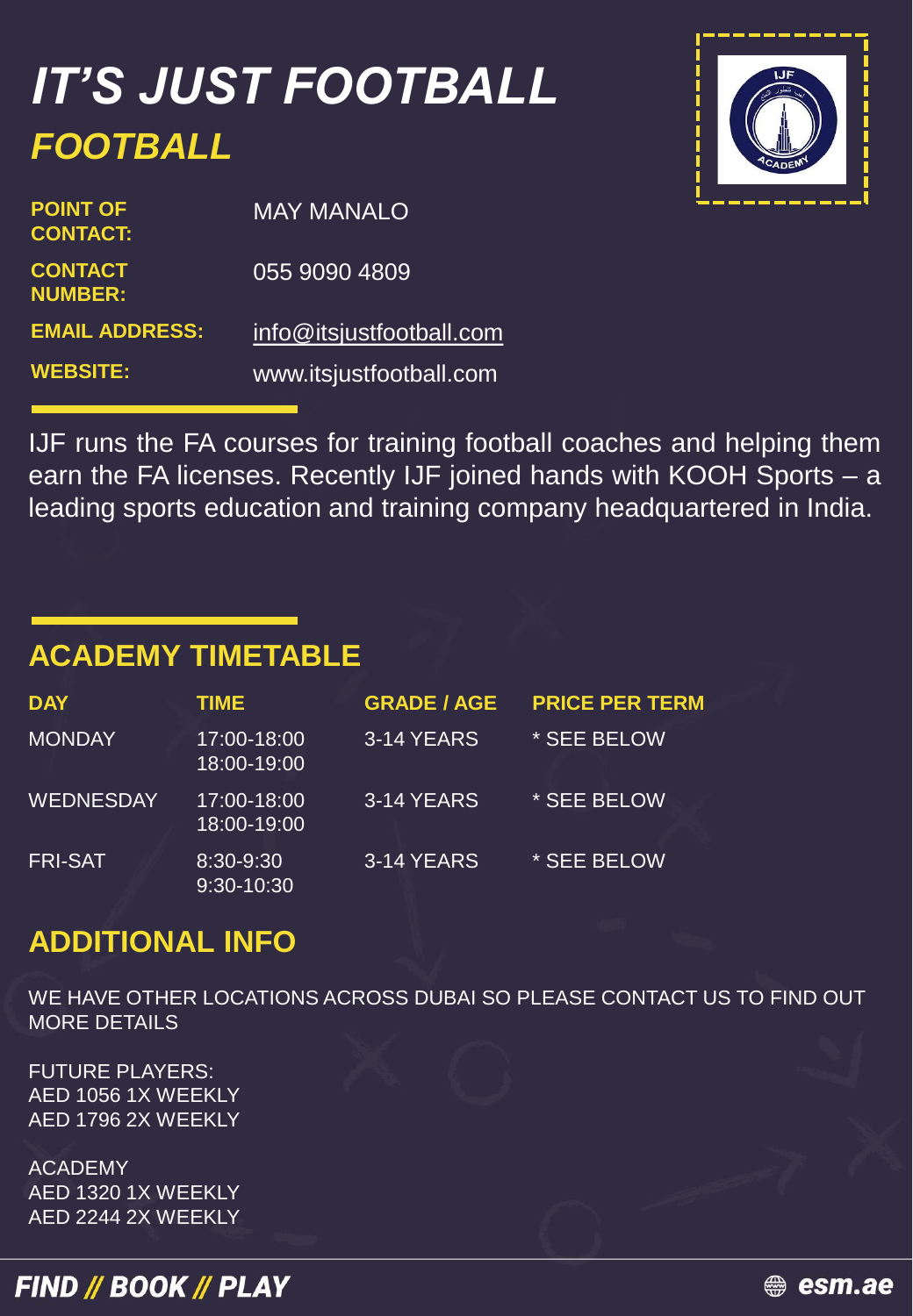# IT'S JUST FOOTBALL

## FOOTBALL

**POINT OF CONTACT:** MAY MANALO

**CONTACT NUMBER:** 055 9090 4809

**EMAIL ADDRESS:** info@itsjustfootball.com

**WEBSITE:** www.itsjustfootball.com

IJF runs the FA courses for training football coaches and helping them earn the FA licenses. Recently IJF joined hands with KOOH Sports – a leading sports education and training company headquartered in India.

## ACADEMY TIMETABLE

| DAY | TIME | GRADE / AGE | PRICE PER TERM |
|---|---|---|---|
| MONDAY | 17:00-18:00<br>18:00-19:00 | 3-14 YEARS | * SEE BELOW |
| WEDNESDAY | 17:00-18:00<br>18:00-19:00 | 3-14 YEARS | * SEE BELOW |
| FRI-SAT | 8:30-9:30<br>9:30-10:30 | 3-14 YEARS | * SEE BELOW |

## ADDITIONAL INFO

WE HAVE OTHER LOCATIONS ACROSS DUBAI SO PLEASE CONTACT US TO FIND OUT MORE DETAILS

FUTURE PLAYERS:
AED 1056 1X WEEKLY
AED 1796 2X WEEKLY

ACADEMY
AED 1320 1X WEEKLY
AED 2244 2X WEEKLY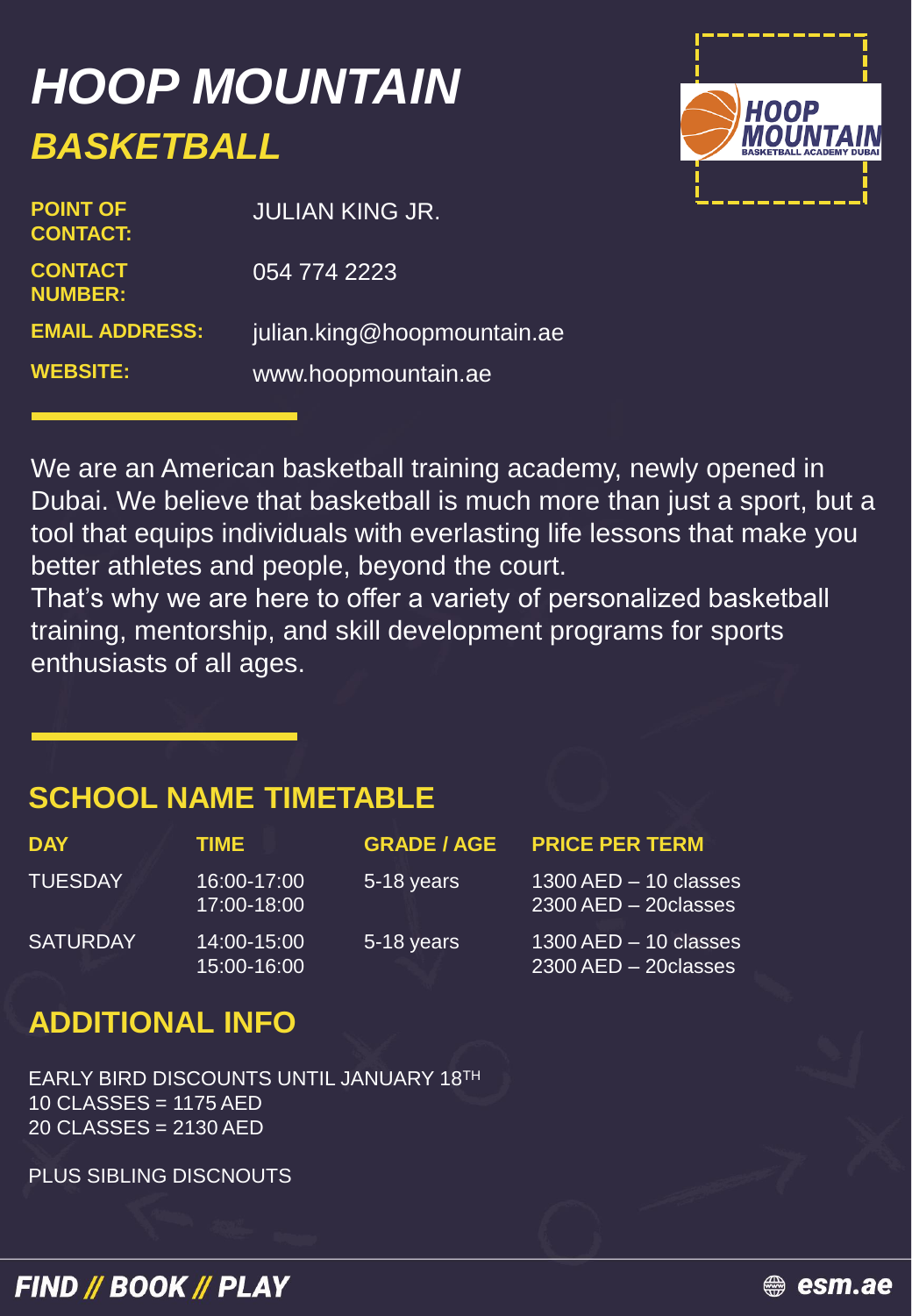// HOOP MOUNTAIN

# HOOP MOUNTAIN

## BASKETBALL

| | |
|---|---|
| **POINT OF CONTACT:** | JULIAN KING JR. |
| **CONTACT NUMBER:** | 054 774 2223 |
| **EMAIL ADDRESS:** | julian.king@hoopmountain.ae |
| **WEBSITE:** | www.hoopmountain.ae |

We are an American basketball training academy, newly opened in Dubai. We believe that basketball is much more than just a sport, but a tool that equips individuals with everlasting life lessons that make you better athletes and people, beyond the court.
That's why we are here to offer a variety of personalized basketball training, mentorship, and skill development programs for sports enthusiasts of all ages.

## SCHOOL NAME TIMETABLE

| DAY | TIME | GRADE / AGE | PRICE PER TERM |
|---|---|---|---|
| TUESDAY | 16:00-17:00<br>17:00-18:00 | 5-18 years | 1300 AED – 10 classes<br>2300 AED – 20classes |
| SATURDAY | 14:00-15:00<br>15:00-16:00 | 5-18 years | 1300 AED – 10 classes<br>2300 AED – 20classes |

## ADDITIONAL INFO

EARLY BIRD DISCOUNTS UNTIL JANUARY 18TH
10 CLASSES = 1175 AED
20 CLASSES = 2130 AED

PLUS SIBLING DISCNOUTS

FIND // BOOK // PLAY

esm.ae